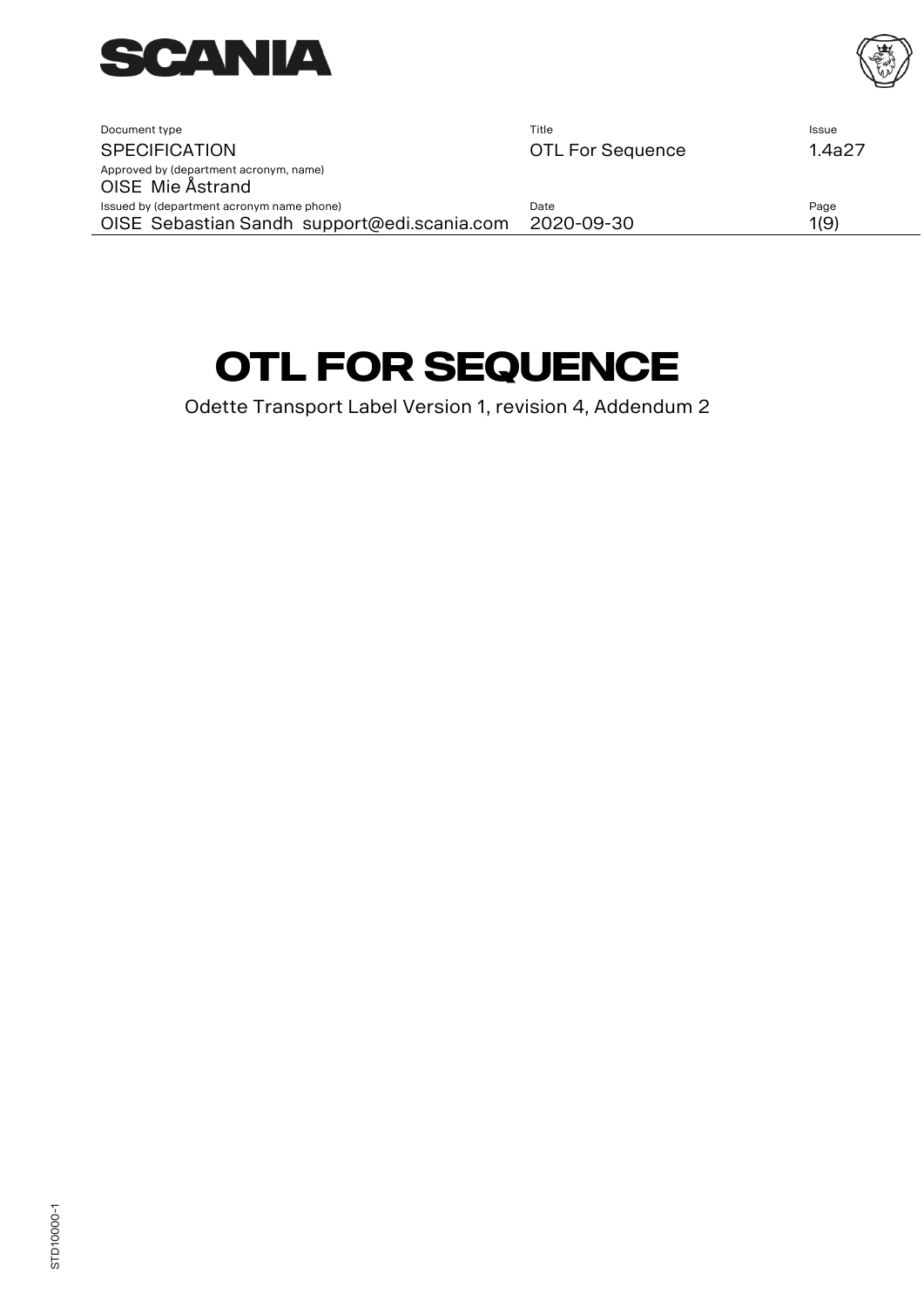| Document type | Title | Issue |
| --- | --- | --- |
| SPECIFICATION | OTL For Sequence | 1.4a27 |
| Approved by (department acronym, name) | | |
| OISE Mie Åstrand | | |
| Issued by (department acronym name phone) | Date | Page |
| OISE Sebastian Sandh support@edi.scania.com | 2020-09-30 | 1(9) |

# OTL FOR SEQUENCE

Odette Transport Label Version 1, revision 4, Addendum 2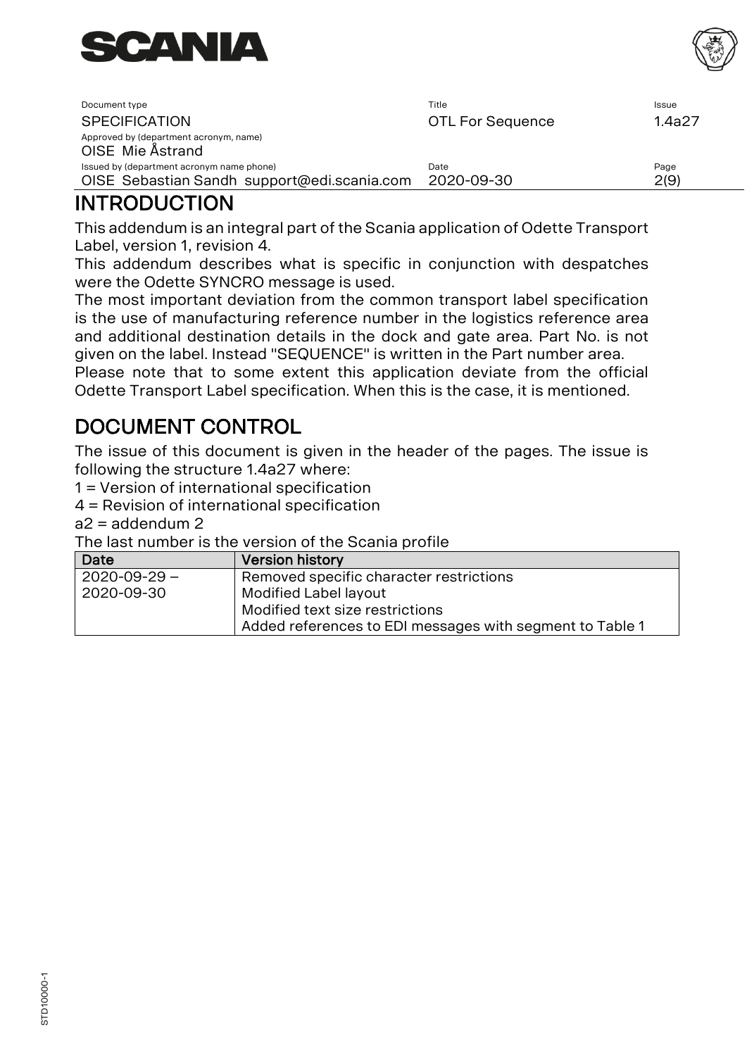# INTRODUCTION

This addendum is an integral part of the Scania application of Odette Transport Label, version 1, revision 4.

This addendum describes what is specific in conjunction with despatches were the Odette SYNCRO message is used.

The most important deviation from the common transport label specification is the use of manufacturing reference number in the logistics reference area and additional destination details in the dock and gate area. Part No. is not given on the label. Instead "SEQUENCE" is written in the Part number area.

Please note that to some extent this application deviate from the official Odette Transport Label specification. When this is the case, it is mentioned.

# DOCUMENT CONTROL

The issue of this document is given in the header of the pages. The issue is following the structure 1.4a27 where:

1 = Version of international specification

4 = Revision of international specification

a2 = addendum 2

The last number is the version of the Scania profile

| Date | Version history |
|---|---|
| 2020-09-29 – 2020-09-30 | Removed specific character restrictions<br>Modified Label layout<br>Modified text size restrictions<br>Added references to EDI messages with segment to Table 1 |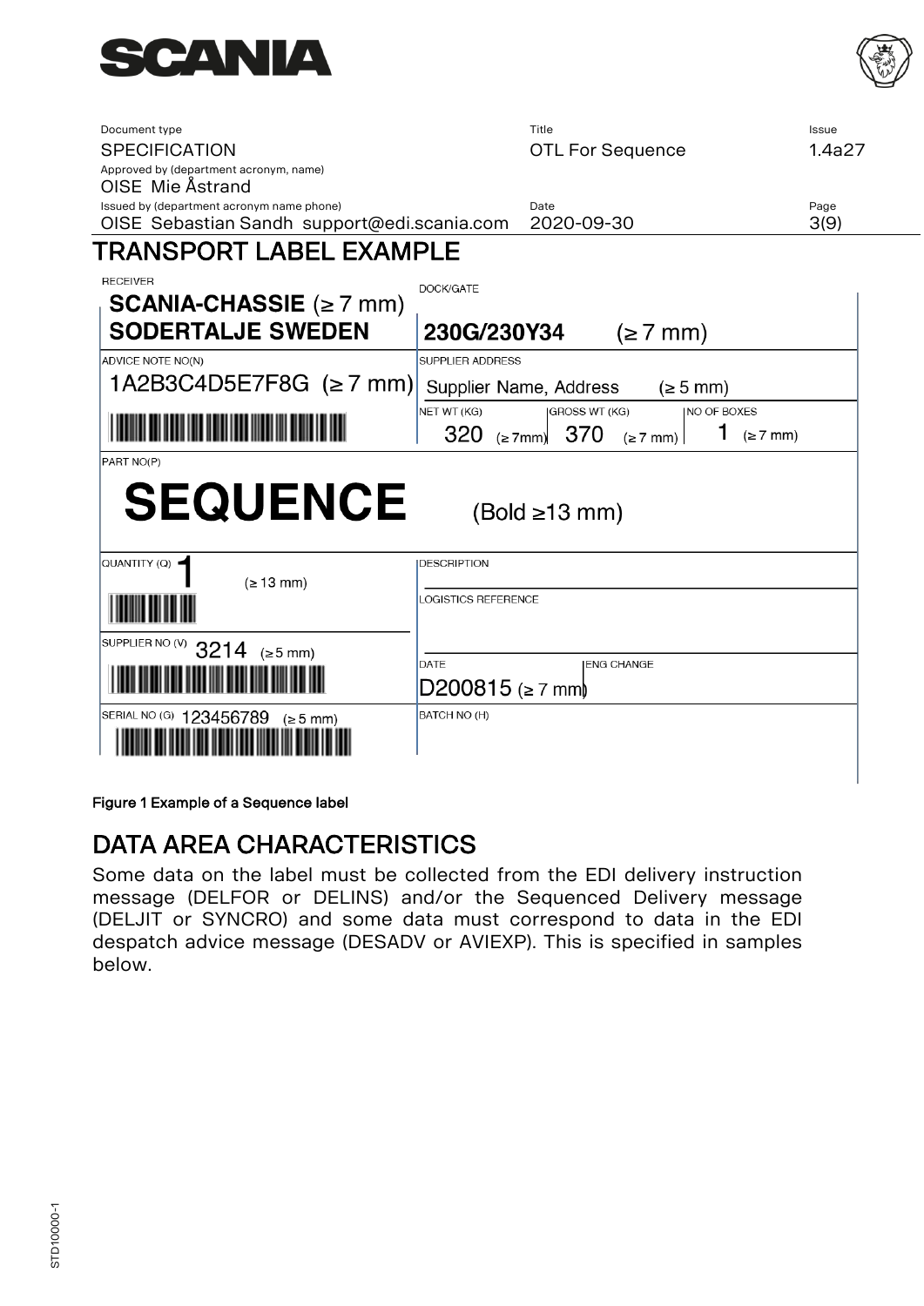| Document type | Title | Issue |
| --- | --- | --- |
| SPECIFICATION | OTL For Sequence | 1.4a27 |
| Approved by (department acronym, name) | | |
| OISE Mie Åstrand | | |
| Issued by (department acronym name phone) | Date | |
| OISE Sebastian Sandh support@edi.scania.com | 2020-09-30 | |

## TRANSPORT LABEL EXAMPLE

| RECEIVER | DOCK/GATE | | |
| --- | --- | --- | --- |
| **SCANIA-CHASSIE** (≥ 7 mm) **SODERTALJE SWEDEN** | **230G/230Y34** (≥ 7 mm) | | |
| ADVICE NOTE NO(N) 1A2B3C4D5E7F8G (≥ 7 mm) | SUPPLIER ADDRESS Supplier Name, Address (≥ 5 mm) | | |
| | NET WT (KG) 320 (≥ 7mm) | GROSS WT (KG) 370 (≥ 7 mm) | NO OF BOXES 1 (≥ 7 mm) |
| PART NO(P) **SEQUENCE** (Bold ≥13 mm) | | | |
| QUANTITY (Q) 1 (≥ 13 mm) | DESCRIPTION | | |
| | LOGISTICS REFERENCE | | |
| SUPPLIER NO (V) 3214 (≥ 5 mm) | DATE D200815 (≥ 7 mm) | ENG CHANGE | |
| SERIAL NO (G) 123456789 (≥ 5 mm) | BATCH NO (H) | | |

**Figure 1 Example of a Sequence label**

## DATA AREA CHARACTERISTICS

Some data on the label must be collected from the EDI delivery instruction message (DELFOR or DELINS) and/or the Sequenced Delivery message (DELJIT or SYNCRO) and some data must correspond to data in the EDI despatch advice message (DESADV or AVIEXP). This is specified in samples below.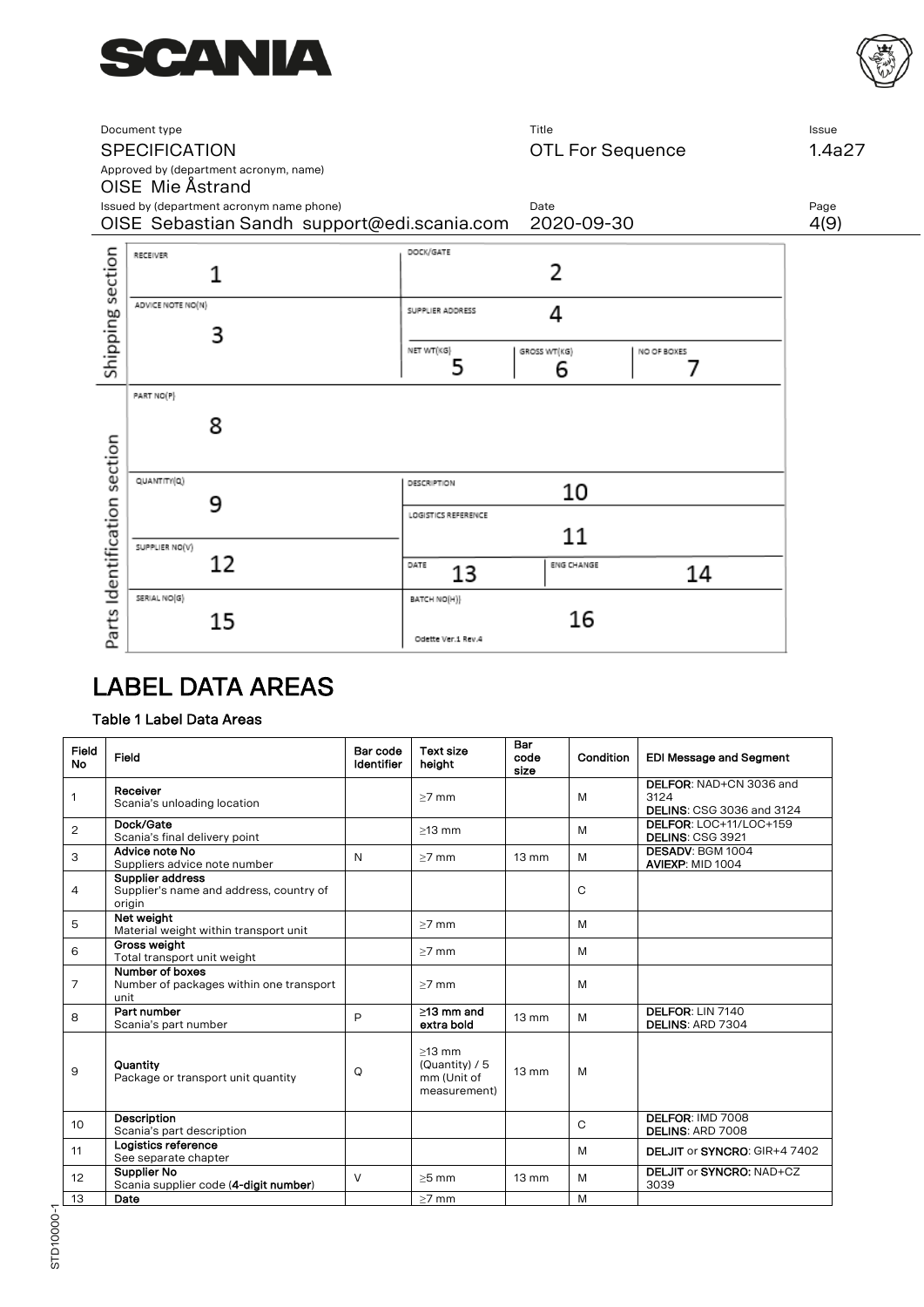| Document type | Title | Issue |
|---|---|---|
| SPECIFICATION | OTL For Sequence | 1.4a27 |
| Approved by (department acronym, name) | | |
| OISE Mie Åstrand | | |
| Issued by (department acronym name phone) | Date | Page |
| OISE Sebastian Sandh support@edi.scania.com | 2020-09-30 | 4(9) |

# LABEL DATA AREAS

**Table 1 Label Data Areas**

| Field No | Field | Bar code Identifier | Text size height | Bar code size | Condition | EDI Message and Segment |
|---|---|---|---|---|---|---|
| 1 | **Receiver**<br>Scania's unloading location | | ≥7 mm | | M | **DELFOR**: NAD+CN 3036 and 3124<br>**DELINS**: CSG 3036 and 3124 |
| 2 | **Dock/Gate**<br>Scania's final delivery point | | ≥13 mm | | M | **DELFOR**: LOC+11/LOC+159<br>**DELINS**: CSG 3921 |
| 3 | **Advice note No**<br>Suppliers advice note number | N | ≥7 mm | 13 mm | M | **DESADV**: BGM 1004<br>**AVIEXP**: MID 1004 |
| 4 | **Supplier address**<br>Supplier's name and address, country of origin | | | | C | |
| 5 | **Net weight**<br>Material weight within transport unit | | ≥7 mm | | M | |
| 6 | **Gross weight**<br>Total transport unit weight | | ≥7 mm | | M | |
| 7 | **Number of boxes**<br>Number of packages within one transport unit | | ≥7 mm | | M | |
| 8 | **Part number**<br>Scania's part number | P | **≥13 mm and extra bold** | 13 mm | M | **DELFOR**: LIN 7140<br>**DELINS**: ARD 7304 |
| 9 | **Quantity**<br>Package or transport unit quantity | Q | ≥13 mm (Quantity) / 5 mm (Unit of measurement) | 13 mm | M | |
| 10 | **Description**<br>Scania's part description | | | | C | **DELFOR**: IMD 7008<br>**DELINS**: ARD 7008 |
| 11 | **Logistics reference**<br>See separate chapter | | | | M | **DELJIT** or **SYNCRO**: GIR+4 7402 |
| 12 | **Supplier No**<br>Scania supplier code (**4-digit number**) | V | ≥5 mm | 13 mm | M | **DELJIT** or **SYNCRO**: NAD+CZ 3039 |
| 13 | **Date** | | ≥7 mm | | M | |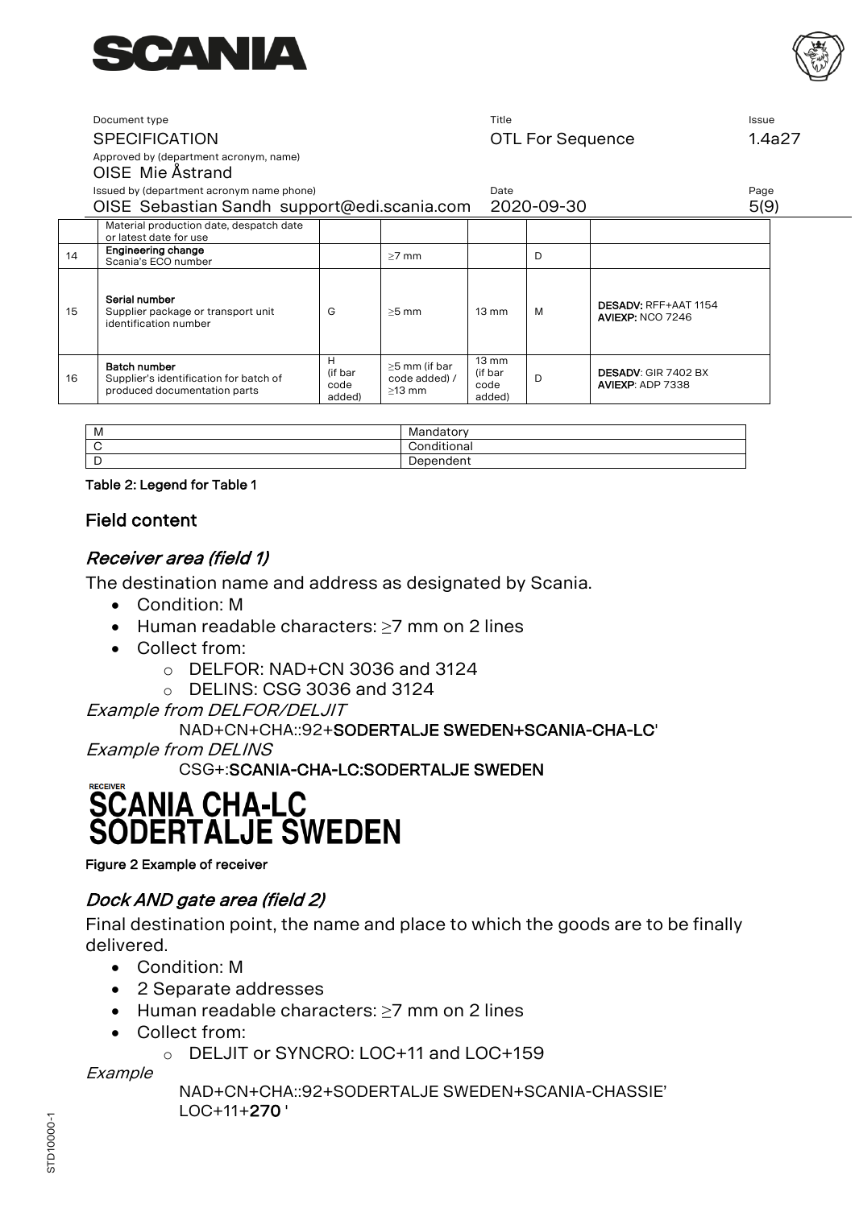| | Material production date, despatch date or latest date for use | | | | | |
|---|---|---|---|---|---|---|
| 14 | **Engineering change** Scania's ECO number | | ≥7 mm | | D | |
| 15 | **Serial number** Supplier package or transport unit identification number | G | ≥5 mm | 13 mm | M | **DESADV:** RFF+AAT 1154 **AVIEXP:** NCO 7246 |
| 16 | **Batch number** Supplier's identification for batch of produced documentation parts | H (if bar code added) | ≥5 mm (if bar code added) / ≥13 mm | 13 mm (if bar code added) | D | **DESADV**: GIR 7402 BX **AVIEXP**: ADP 7338 |

| M | Mandatory |
|---|---|
| C | Conditional |
| D | Dependent |

**Table 2: Legend for Table 1**

## Field content

### *Receiver area (field 1)*

The destination name and address as designated by Scania.

- Condition: M
- Human readable characters: ≥7 mm on 2 lines
- Collect from:
  - DELFOR: NAD+CN 3036 and 3124
  - DELINS: CSG 3036 and 3124

*Example from DELFOR/DELJIT*

NAD+CN+CHA::92+**SODERTALJE SWEDEN+SCANIA-CHA-LC**'

*Example from DELINS*

CSG+:**SCANIA-CHA-LC:SODERTALJE SWEDEN**

RECEIVER
**SCANIA CHA-LC**
**SODERTALJE SWEDEN**

**Figure 2 Example of receiver**

### *Dock AND gate area (field 2)*

Final destination point, the name and place to which the goods are to be finally delivered.

- Condition: M
- 2 Separate addresses
- Human readable characters: ≥7 mm on 2 lines
- Collect from:
  - DELJIT or SYNCRO: LOC+11 and LOC+159

*Example*

NAD+CN+CHA::92+SODERTALJE SWEDEN+SCANIA-CHASSIE'
LOC+11+**270** '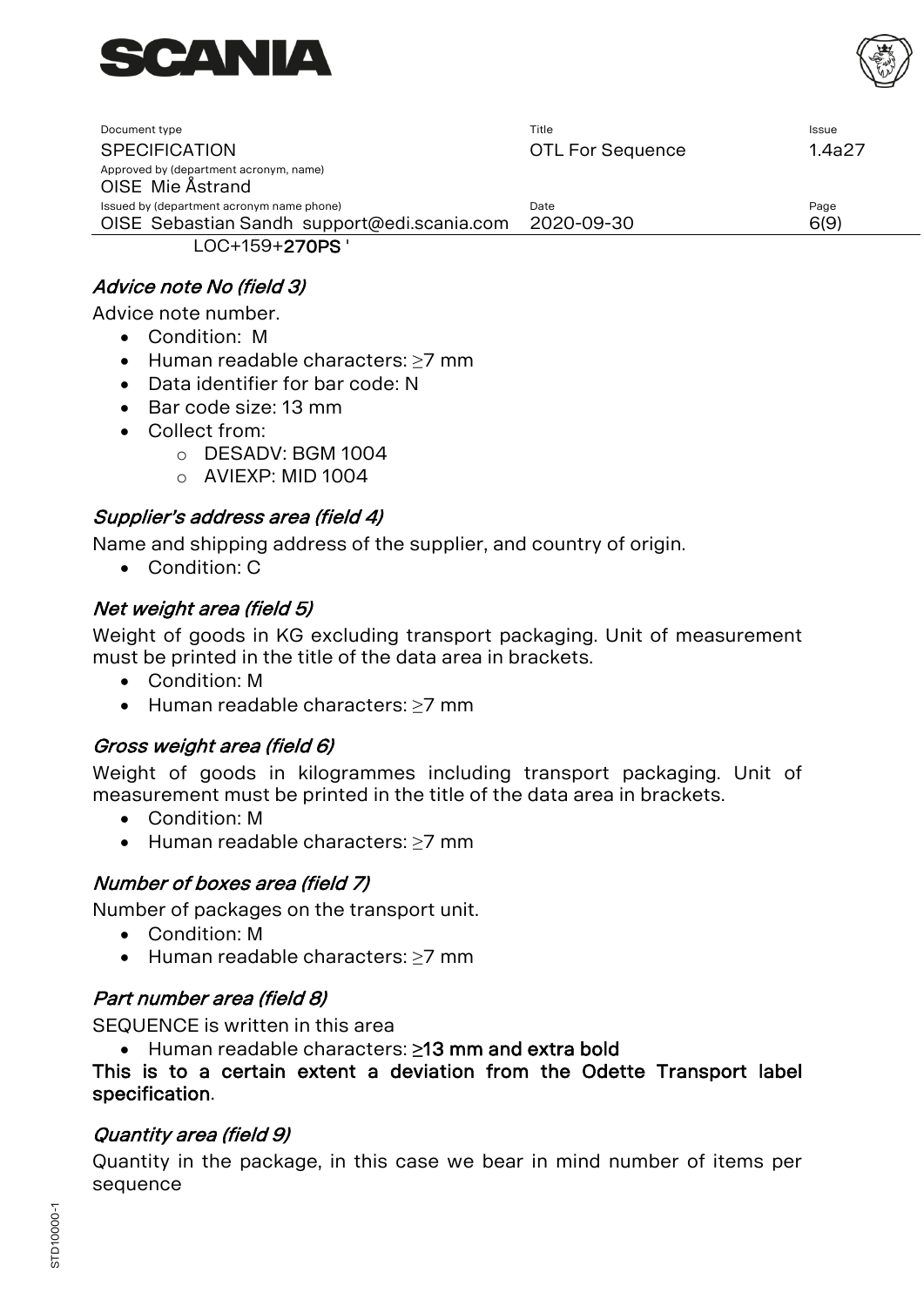LOC+159+**270PS** '

### *Advice note No (field 3)*

Advice note number.

- Condition:  M
- Human readable characters: ≥7 mm
- Data identifier for bar code: N
- Bar code size: 13 mm
- Collect from:
  - DESADV: BGM 1004
  - AVIEXP: MID 1004

### *Supplier's address area (field 4)*

Name and shipping address of the supplier, and country of origin.

- Condition: C

### *Net weight area (field 5)*

Weight of goods in KG excluding transport packaging. Unit of measurement must be printed in the title of the data area in brackets.

- Condition: M
- Human readable characters: ≥7 mm

### *Gross weight area (field 6)*

Weight of goods in kilogrammes including transport packaging. Unit of measurement must be printed in the title of the data area in brackets.

- Condition: M
- Human readable characters: ≥7 mm

### *Number of boxes area (field 7)*

Number of packages on the transport unit.

- Condition: M
- Human readable characters: ≥7 mm

### *Part number area (field 8)*

SEQUENCE is written in this area

- Human readable characters: **≥13 mm and extra bold**

**This is to a certain extent a deviation from the Odette Transport label specification**.

### *Quantity area (field 9)*

Quantity in the package, in this case we bear in mind number of items per sequence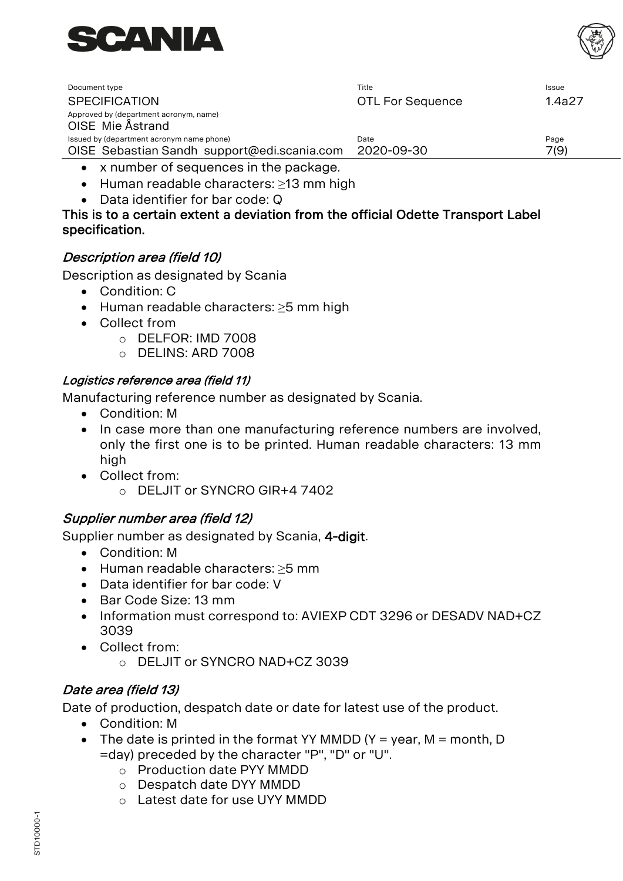- x number of sequences in the package.
- Human readable characters: ≥13 mm high
- Data identifier for bar code: Q

**This is to a certain extent a deviation from the official Odette Transport Label specification.**

### *Description area (field 10)*

Description as designated by Scania

- Condition: C
- Human readable characters: ≥5 mm high
- Collect from
  - DELFOR: IMD 7008
  - DELINS: ARD 7008

### *Logistics reference area (field 11)*

Manufacturing reference number as designated by Scania.

- Condition: M
- In case more than one manufacturing reference numbers are involved, only the first one is to be printed. Human readable characters: 13 mm high
- Collect from:
  - DELJIT or SYNCRO GIR+4 7402

### *Supplier number area (field 12)*

Supplier number as designated by Scania, **4-digit**.

- Condition: M
- Human readable characters: ≥5 mm
- Data identifier for bar code: V
- Bar Code Size: 13 mm
- Information must correspond to: AVIEXP CDT 3296 or DESADV NAD+CZ 3039
- Collect from:
  - DELJIT or SYNCRO NAD+CZ 3039

### *Date area (field 13)*

Date of production, despatch date or date for latest use of the product.

- Condition: M
- The date is printed in the format YY MMDD (Y = year, M = month, D =day) preceded by the character "P", "D" or "U".
  - Production date PYY MMDD
  - Despatch date DYY MMDD
  - Latest date for use UYY MMDD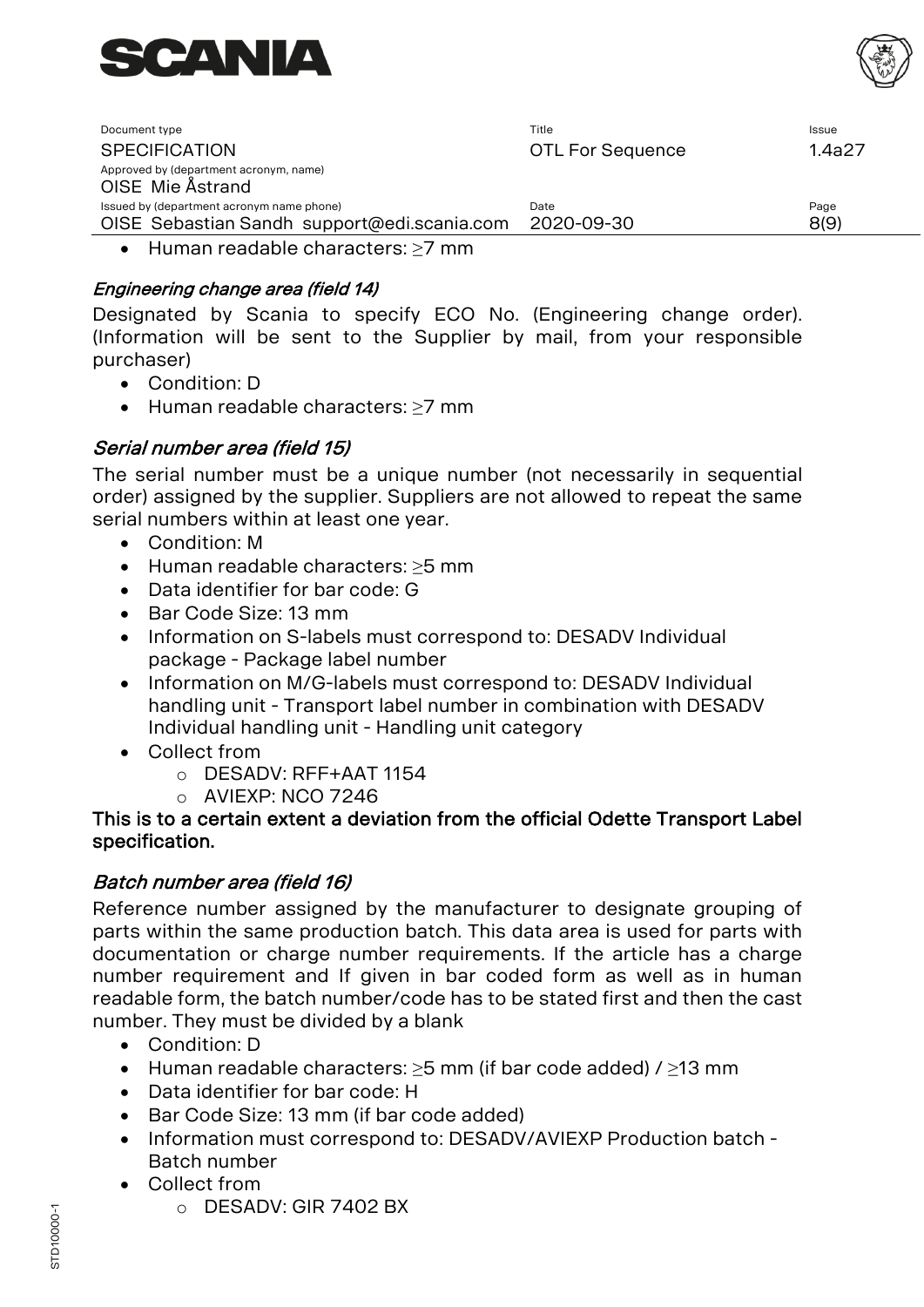- Human readable characters: ≥7 mm

### *Engineering change area (field 14)*

Designated by Scania to specify ECO No. (Engineering change order). (Information will be sent to the Supplier by mail, from your responsible purchaser)

- Condition: D
- Human readable characters: ≥7 mm

### *Serial number area (field 15)*

The serial number must be a unique number (not necessarily in sequential order) assigned by the supplier. Suppliers are not allowed to repeat the same serial numbers within at least one year.

- Condition: M
- Human readable characters: ≥5 mm
- Data identifier for bar code: G
- Bar Code Size: 13 mm
- Information on S-labels must correspond to: DESADV Individual package - Package label number
- Information on M/G-labels must correspond to: DESADV Individual handling unit - Transport label number in combination with DESADV Individual handling unit - Handling unit category
- Collect from
  - DESADV: RFF+AAT 1154
  - AVIEXP: NCO 7246

**This is to a certain extent a deviation from the official Odette Transport Label specification.**

### *Batch number area (field 16)*

Reference number assigned by the manufacturer to designate grouping of parts within the same production batch. This data area is used for parts with documentation or charge number requirements. If the article has a charge number requirement and If given in bar coded form as well as in human readable form, the batch number/code has to be stated first and then the cast number. They must be divided by a blank

- Condition: D
- Human readable characters: ≥5 mm (if bar code added) / ≥13 mm
- Data identifier for bar code: H
- Bar Code Size: 13 mm (if bar code added)
- Information must correspond to: DESADV/AVIEXP Production batch - Batch number
- Collect from
  - DESADV: GIR 7402 BX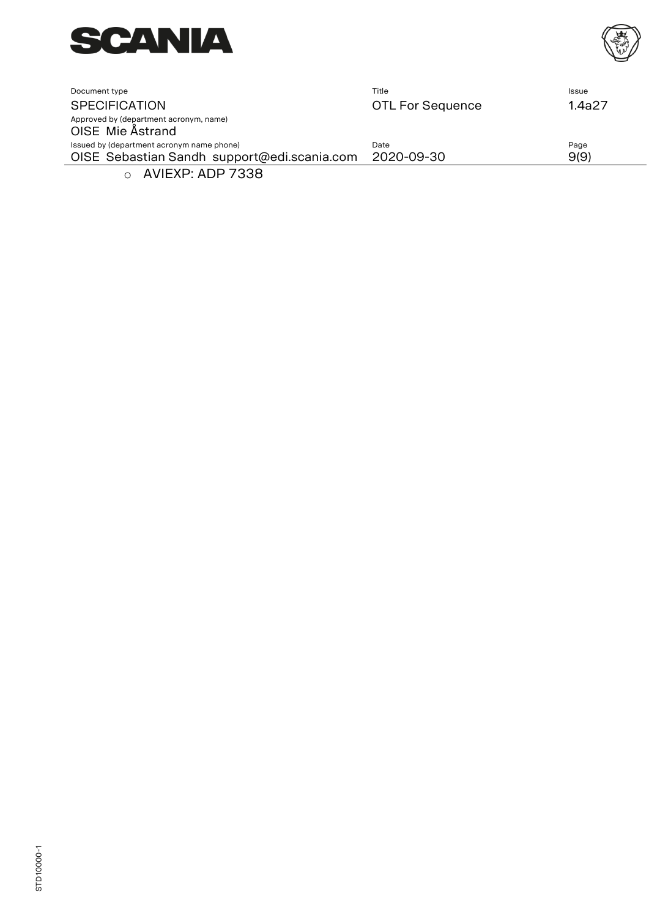- AVIEXP: ADP 7338